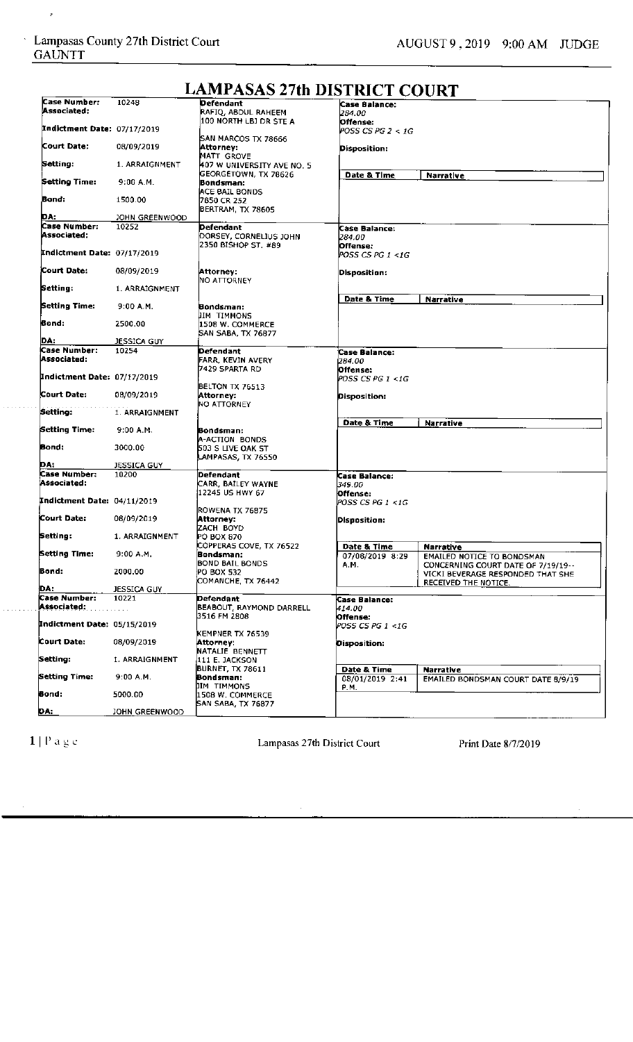# LAMPASAS 27th DISTRICT COURT

Lampasas County 27th District Court GAUNTT — AUGUST 9, 2019 9:00 AM JUDGE

| Case Number: 10248 | Defendant | Case Balance: |
|---|---|---|
| Associated: | RAFIQ, ABDUL RAHEEM<br>100 NORTH LBJ DR STE A<br>SAN MARCOS TX 78666 | 284.00 |
| Indictment Date: 07/17/2019 | | Offense: POSS CS PG 2 < 1G |
| Court Date: 08/09/2019 | Attorney: MATT GROVE<br>407 W UNIVERSITY AVE NO. 5<br>GEORGETOWN, TX 78626 | Disposition: |
| Setting: 1. ARRAIGNMENT | | Date & Time / Narrative |
| Setting Time: 9:00 A.M. | Bondsman: ACE BAIL BONDS<br>7850 CR 252<br>BERTRAM, TX 78605 | |
| Bond: 1500.00 | | |
| DA: JOHN GREENWOOD | | |

| Case Number: 10252 | Defendant | Case Balance: |
|---|---|---|
| Associated: | DORSEY, CORNELIUS JOHN<br>2350 BISHOP ST. #89 | 284.00 |
| Indictment Date: 07/17/2019 | | Offense: POSS CS PG 1 <1G |
| Court Date: 08/09/2019 | Attorney: NO ATTORNEY | Disposition: |
| Setting: 1. ARRAIGNMENT | | Date & Time / Narrative |
| Setting Time: 9:00 A.M. | Bondsman: JIM TIMMONS<br>1508 W. COMMERCE<br>SAN SABA, TX 76877 | |
| Bond: 2500.00 | | |
| DA: JESSICA GUY | | |

| Case Number: 10254 | Defendant | Case Balance: |
|---|---|---|
| Associated: | FARR, KEVIN AVERY<br>7429 SPARTA RD<br>BELTON TX 76513 | 284.00 |
| Indictment Date: 07/17/2019 | | Offense: POSS CS PG 1 <1G |
| Court Date: 08/09/2019 | Attorney: NO ATTORNEY | Disposition: |
| Setting: 1. ARRAIGNMENT | | Date & Time / Narrative |
| Setting Time: 9:00 A.M. | Bondsman: A-ACTION BONDS<br>503 S LIVE OAK ST<br>LAMPASAS, TX 76550 | |
| Bond: 3000.00 | | |
| DA: JESSICA GUY | | |

| Case Number: 10200 | Defendant | Case Balance: |
|---|---|---|
| Associated: | CARR, BAILEY WAYNE<br>12245 US HWY 67<br>ROWENA TX 76875 | 349.00 |
| Indictment Date: 04/11/2019 | | Offense: POSS CS PG 1 <1G |
| Court Date: 08/09/2019 | Attorney: ZACH BOYD<br>PO BOX 870<br>COPPERAS COVE, TX 76522 | Disposition: |
| Setting: 1. ARRAIGNMENT | | Date & Time: 07/08/2019 8:29 A.M. — Narrative: EMAILED NOTICE TO BONDSMAN CONCERNING COURT DATE OF 7/19/19-- VICKI BEVERAGE RESPONDED THAT SHE RECEIVED THE NOTICE. |
| Setting Time: 9:00 A.M. | Bondsman: BOND BAIL BONDS<br>PO BOX 532<br>COMANCHE, TX 76442 | |
| Bond: 2000.00 | | |
| DA: JESSICA GUY | | |

| Case Number: 10221 | Defendant | Case Balance: |
|---|---|---|
| Associated: | BEABOUT, RAYMOND DARRELL<br>3516 FM 2808<br>KEMPNER TX 76539 | 414.00 |
| Indictment Date: 05/15/2019 | | Offense: POSS CS PG 1 <1G |
| Court Date: 08/09/2019 | Attorney: NATALIE BENNETT<br>111 E. JACKSON<br>BURNET, TX 78611 | Disposition: |
| Setting: 1. ARRAIGNMENT | | Date & Time: 08/01/2019 2:41 P.M. — Narrative: EMAILED BONDSMAN COURT DATE 8/9/19 |
| Setting Time: 9:00 A.M. | Bondsman: JIM TIMMONS<br>1508 W. COMMERCE<br>SAN SABA, TX 76877 | |
| Bond: 5000.00 | | |
| DA: JOHN GREENWOOD | | |

Lampasas 27th District Court — Print Date 8/7/2019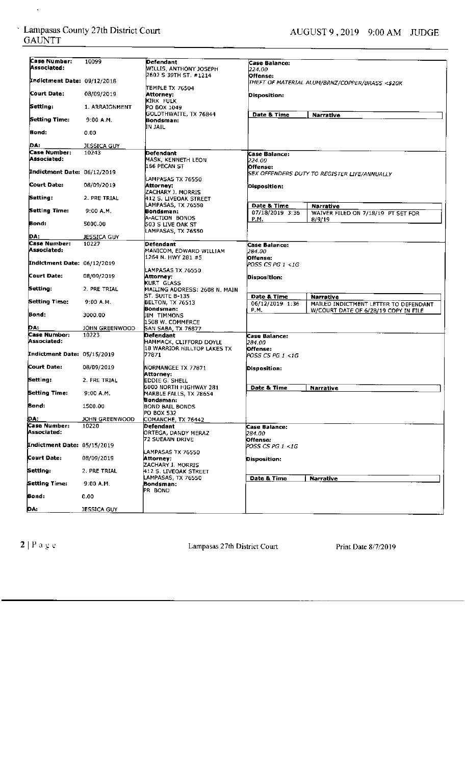Lampasas County 27th District Court GAUNTT

AUGUST 9, 2019 9:00 AM JUDGE

| Case Number: | 10099 | Defendant | Case Balance: |
|---|---|---|---|
| Associated: | | WILLIS, ANTHONY JOSEPH<br>2602 S 39TH ST. #1214<br>TEMPLE TX 76504 | 224.00 |
| Indictment Date: | 09/12/2018 | | Offense:<br>THEFT OF MATERIAL ALUM/BRNZ/COPPER/BRASS <$20K |
| Court Date: | 08/09/2019 | Attorney:<br>KIRK FULK<br>PO BOX 1049<br>GOLDTHWAITE, TX 76844 | Disposition: |
| Setting: | 1. ARRAIGNMENT | | Date & Time / Narrative |
| Setting Time: | 9:00 A.M. | Bondsman:<br>IN JAIL | |
| Bond: | 0.00 | | |
| DA: | JESSICA GUY | | |

| Case Number: | 10243 | Defendant | Case Balance: |
|---|---|---|---|
| Associated: | | MASK, KENNETH LEON<br>156 PECAN ST<br>LAMPASAS TX 76550 | 224.00 |
| Indictment Date: | 06/12/2019 | | Offense:<br>SEX OFFENDERS DUTY TO REGISTER LIFE/ANNUALLY |
| Court Date: | 08/09/2019 | Attorney:<br>ZACHARY J. MORRIS<br>412 S. LIVEOAK STREET<br>LAMPASAS, TX 76550 | Disposition: |
| Setting: | 2. PRE TRIAL | | Date & Time / Narrative |
| Setting Time: | 9:00 A.M. | Bondsman:<br>A-ACTION BONDS<br>503 S LIVE OAK ST<br>LAMPASAS, TX 76550 | 07/18/2019 3:36 P.M. — WAIVER FILED ON 7/18/19 PT SET FOR 8/9/19 |
| Bond: | 5000.00 | | |
| DA: | JESSICA GUY | | |

| Case Number: | 10227 | Defendant | Case Balance: |
|---|---|---|---|
| Associated: | | MANICOM, EDWARD WILLIAM<br>1264 N. HWY 281 #5<br>LAMPASAS TX 76550 | 284.00 |
| Indictment Date: | 06/12/2019 | | Offense:<br>POSS CS PG 1 <1G |
| Court Date: | 08/09/2019 | Attorney:<br>KURT GLASS<br>MAILING ADDRESS: 2608 N. MAIN ST. SUITE B-135<br>BELTON, TX 76513 | Disposition: |
| Setting: | 2. PRE TRIAL | | Date & Time / Narrative |
| Setting Time: | 9:00 A.M. | Bondsman:<br>JIM TIMMONS<br>1508 W. COMMERCE<br>SAN SABA, TX 76877 | 06/12/2019 1:36 P.M. — MAILED INDICTMENT LETTER TO DEFENDANT W/COURT DATE OF 6/28/19 COPY IN FILE |
| Bond: | 3000.00 | | |
| DA: | JOHN GREENWOOD | | |

| Case Number: | 10223 | Defendant | Case Balance: |
|---|---|---|---|
| Associated: | | HAMMACK, CLIFFORD DOYLE<br>18 WARRIOR HILLTOP LAKES TX 77871<br>NORMANGEE TX 77871 | 284.00 |
| Indictment Date: | 05/15/2019 | | Offense:<br>POSS CS PG 1 <1G |
| Court Date: | 08/09/2019 | Attorney:<br>EDDIE G. SHELL<br>6000 NORTH HIGHWAY 281<br>MARBLE FALLS, TX 78654 | Disposition: |
| Setting: | 2. PRE TRIAL | | Date & Time / Narrative |
| Setting Time: | 9:00 A.M. | Bondsman:<br>BOND BAIL BONDS<br>PO BOX 532<br>COMANCHE, TX 76442 | |
| Bond: | 1500.00 | | |
| DA: | JOHN GREENWOOD | | |

| Case Number: | 10220 | Defendant | Case Balance: |
|---|---|---|---|
| Associated: | | ORTEGA, DANDY MERAZ<br>72 SUEANN DRIVE<br>LAMPASAS TX 76550 | 284.00 |
| Indictment Date: | 05/15/2019 | | Offense:<br>POSS CS PG 1 <1G |
| Court Date: | 08/09/2019 | Attorney:<br>ZACHARY J. MORRIS<br>412 S. LIVEOAK STREET<br>LAMPASAS, TX 76550 | Disposition: |
| Setting: | 2. PRE TRIAL | | Date & Time / Narrative |
| Setting Time: | 9:00 A.M. | Bondsman:<br>PR BOND | |
| Bond: | 0.00 | | |
| DA: | JESSICA GUY | | |

Lampasas 27th District Court

Print Date 8/7/2019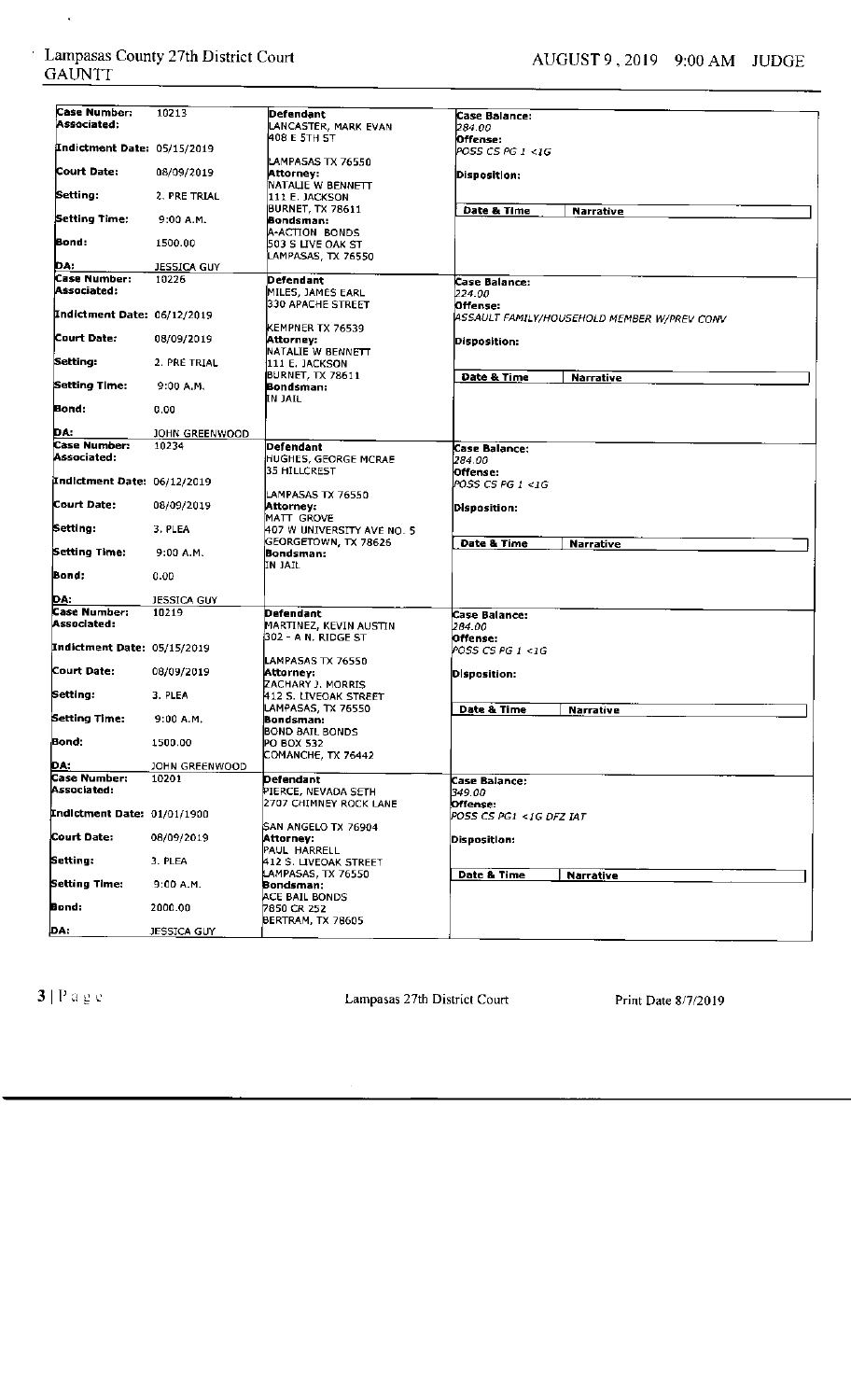Lampasas County 27th District Court
GAUNTT

AUGUST 9, 2019 9:00 AM JUDGE

| | | | |
|---|---|---|---|
| **Case Number:** 10213<br>**Associated:**<br>**Indictment Date:** 05/15/2019<br>**Court Date:** 08/09/2019<br>**Setting:** 2. PRE TRIAL<br>**Setting Time:** 9:00 A.M.<br>**Bond:** 1500.00<br>**DA:** JESSICA GUY | **Defendant**<br>LANCASTER, MARK EVAN<br>408 E 5TH ST<br>LAMPASAS TX 76550<br>**Attorney:**<br>NATALIE W BENNETT<br>111 E. JACKSON<br>BURNET, TX 78611<br>**Bondsman:**<br>A-ACTION BONDS<br>503 S LIVE OAK ST<br>LAMPASAS, TX 76550 | **Case Balance:**<br>284.00<br>**Offense:**<br>POSS CS PG 1 <1G<br>**Disposition:** | **Date & Time** / **Narrative** |
| **Case Number:** 10226<br>**Associated:**<br>**Indictment Date:** 06/12/2019<br>**Court Date:** 08/09/2019<br>**Setting:** 2. PRE TRIAL<br>**Setting Time:** 9:00 A.M.<br>**Bond:** 0.00<br>**DA:** JOHN GREENWOOD | **Defendant**<br>MILES, JAMES EARL<br>330 APACHE STREET<br>KEMPNER TX 76539<br>**Attorney:**<br>NATALIE W BENNETT<br>111 E. JACKSON<br>BURNET, TX 78611<br>**Bondsman:**<br>IN JAIL | **Case Balance:**<br>224.00<br>**Offense:**<br>ASSAULT FAMILY/HOUSEHOLD MEMBER W/PREV CONV<br>**Disposition:** | **Date & Time** / **Narrative** |
| **Case Number:** 10234<br>**Associated:**<br>**Indictment Date:** 06/12/2019<br>**Court Date:** 08/09/2019<br>**Setting:** 3. PLEA<br>**Setting Time:** 9:00 A.M.<br>**Bond:** 0.00<br>**DA:** JESSICA GUY | **Defendant**<br>HUGHES, GEORGE MCRAE<br>35 HILLCREST<br>LAMPASAS TX 76550<br>**Attorney:**<br>MATT GROVE<br>407 W UNIVERSITY AVE NO. 5<br>GEORGETOWN, TX 78626<br>**Bondsman:**<br>IN JAIL | **Case Balance:**<br>284.00<br>**Offense:**<br>POSS CS PG 1 <1G<br>**Disposition:** | **Date & Time** / **Narrative** |
| **Case Number:** 10219<br>**Associated:**<br>**Indictment Date:** 05/15/2019<br>**Court Date:** 08/09/2019<br>**Setting:** 3. PLEA<br>**Setting Time:** 9:00 A.M.<br>**Bond:** 1500.00<br>**DA:** JOHN GREENWOOD | **Defendant**<br>MARTINEZ, KEVIN AUSTIN<br>302 - A N. RIDGE ST<br>LAMPASAS TX 76550<br>**Attorney:**<br>ZACHARY J. MORRIS<br>412 S. LIVEOAK STREET<br>LAMPASAS, TX 76550<br>**Bondsman:**<br>BOND BAIL BONDS<br>PO BOX 532<br>COMANCHE, TX 76442 | **Case Balance:**<br>284.00<br>**Offense:**<br>POSS CS PG 1 <1G<br>**Disposition:** | **Date & Time** / **Narrative** |
| **Case Number:** 10201<br>**Associated:**<br>**Indictment Date:** 01/01/1900<br>**Court Date:** 08/09/2019<br>**Setting:** 3. PLEA<br>**Setting Time:** 9:00 A.M.<br>**Bond:** 2000.00<br>**DA:** JESSICA GUY | **Defendant**<br>PIERCE, NEVADA SETH<br>2707 CHIMNEY ROCK LANE<br>SAN ANGELO TX 76904<br>**Attorney:**<br>PAUL HARRELL<br>412 S. LIVEOAK STREET<br>LAMPASAS, TX 76550<br>**Bondsman:**<br>ACE BAIL BONDS<br>7850 CR 252<br>BERTRAM, TX 78605 | **Case Balance:**<br>349.00<br>**Offense:**<br>POSS CS PG1 <1G DFZ IAT<br>**Disposition:** | **Date & Time** / **Narrative** |

Lampasas 27th District Court

Print Date 8/7/2019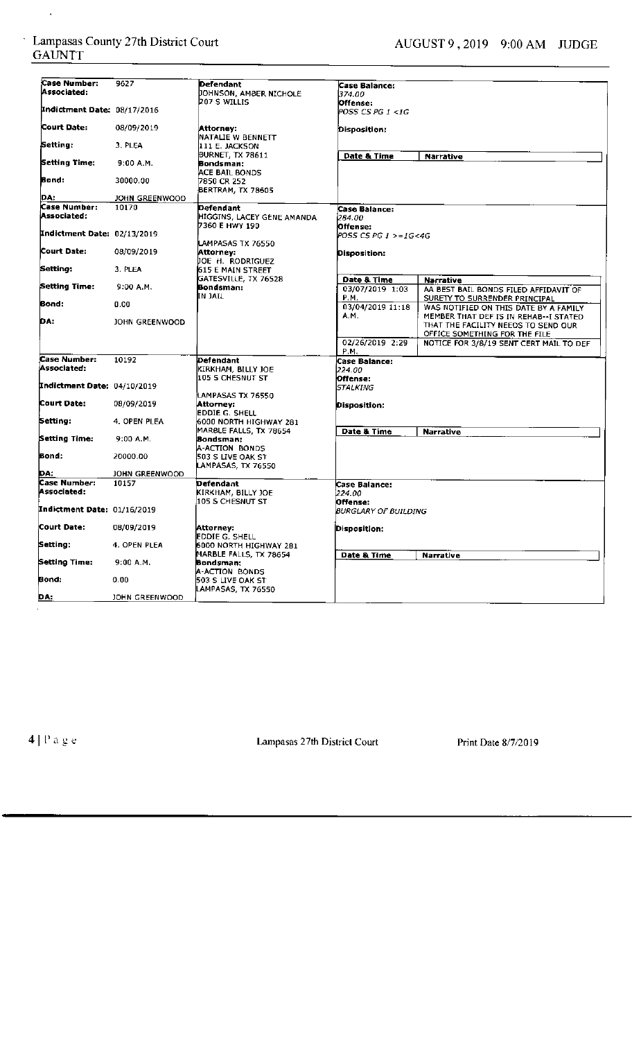| Field | Value | Defendant / Attorney / Bondsman | Case Details |
|---|---|---|---|
| **Case Number:** | 9627 | **Defendant** | **Case Balance:** |
| **Associated:** | | JOHNSON, AMBER NICHOLE | 374.00 |
| **Indictment Date:** | 08/17/2016 | 207 S WILLIS | **Offense:** POSS CS PG 1 <1G |
| **Court Date:** | 08/09/2019 | **Attorney:** NATALIE W BENNETT | **Disposition:** |
| **Setting:** | 3. PLEA | 111 E. JACKSON | |
| **Setting Time:** | 9:00 A.M. | BURNET, TX 78611 | **Date & Time** / **Narrative** |
| **Bond:** | 30000.00 | **Bondsman:** ACE BAIL BONDS, 7850 CR 252, BERTRAM, TX 78605 | |
| **DA:** | JOHN GREENWOOD | | |

| Field | Value | Defendant / Attorney / Bondsman | Case Details |
|---|---|---|---|
| **Case Number:** | 10170 | **Defendant** | **Case Balance:** |
| **Associated:** | | HIGGINS, LACEY GENE AMANDA | 284.00 |
| **Indictment Date:** | 02/13/2019 | 7360 E HWY 190, LAMPASAS TX 76550 | **Offense:** POSS CS PG 1 >=1G<4G |
| **Court Date:** | 08/09/2019 | **Attorney:** JOE H. RODRIGUEZ | **Disposition:** |
| **Setting:** | 3. PLEA | 615 E MAIN STREET, GATESVILLE, TX 76528 | |
| **Setting Time:** | 9:00 A.M. | **Bondsman:** IN JAIL | |
| **Bond:** | 0.00 | | |
| **DA:** | JOHN GREENWOOD | | |

| Date & Time | Narrative |
|---|---|
| 03/07/2019 1:03 P.M. | AA BEST BAIL BONDS FILED AFFIDAVIT OF SURETY TO SURRENDER PRINCIPAL |
| 03/04/2019 11:18 A.M. | WAS NOTIFIED ON THIS DATE BY A FAMILY MEMBER THAT DEF IS IN REHAB--I STATED THAT THE FACILITY NEEDS TO SEND OUR OFFICE SOMETHING FOR THE FILE |
| 02/26/2019 2:29 P.M. | NOTICE FOR 3/8/19 SENT CERT MAIL TO DEF |

| Field | Value | Defendant / Attorney / Bondsman | Case Details |
|---|---|---|---|
| **Case Number:** | 10192 | **Defendant** | **Case Balance:** |
| **Associated:** | | KIRKHAM, BILLY JOE | 224.00 |
| **Indictment Date:** | 04/10/2019 | 105 S CHESNUT ST, LAMPASAS TX 76550 | **Offense:** STALKING |
| **Court Date:** | 08/09/2019 | **Attorney:** EDDIE G. SHELL | **Disposition:** |
| **Setting:** | 4. OPEN PLEA | 6000 NORTH HIGHWAY 281, MARBLE FALLS, TX 78654 | **Date & Time** / **Narrative** |
| **Setting Time:** | 9:00 A.M. | **Bondsman:** A-ACTION BONDS | |
| **Bond:** | 20000.00 | 503 S LIVE OAK ST, LAMPASAS, TX 76550 | |
| **DA:** | JOHN GREENWOOD | | |

| Field | Value | Defendant / Attorney / Bondsman | Case Details |
|---|---|---|---|
| **Case Number:** | 10157 | **Defendant** | **Case Balance:** |
| **Associated:** | | KIRKHAM, BILLY JOE | 224.00 |
| **Indictment Date:** | 01/16/2019 | 105 S CHESNUT ST | **Offense:** BURGLARY OF BUILDING |
| **Court Date:** | 08/09/2019 | **Attorney:** EDDIE G. SHELL | **Disposition:** |
| **Setting:** | 4. OPEN PLEA | 6000 NORTH HIGHWAY 281, MARBLE FALLS, TX 78654 | **Date & Time** / **Narrative** |
| **Setting Time:** | 9:00 A.M. | **Bondsman:** A-ACTION BONDS | |
| **Bond:** | 0.00 | 503 S LIVE OAK ST, LAMPASAS, TX 76550 | |
| **DA:** | JOHN GREENWOOD | | |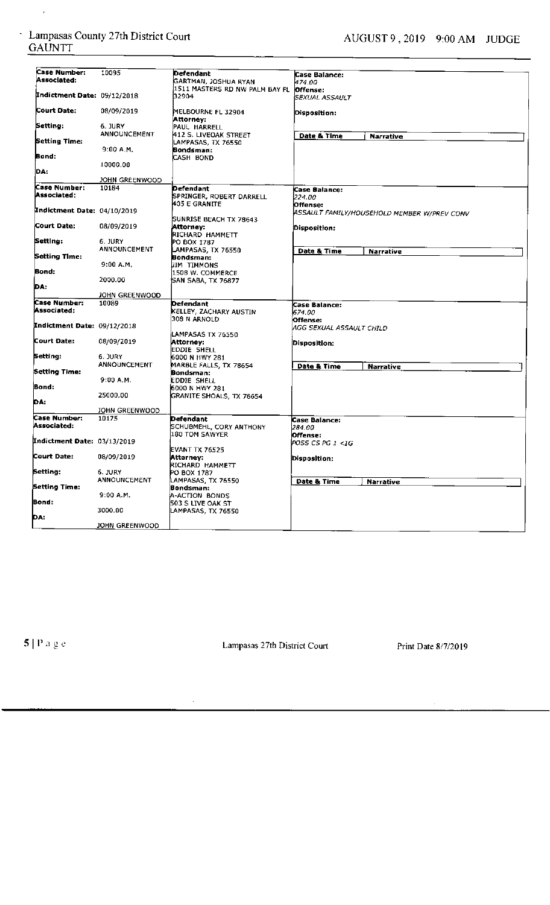| Case Number: | 10095 | Defendant | Case Balance: |
|---|---|---|---|
| Associated: | | GARTMAN, JOSHUA RYAN | 474.00 |
| Indictment Date: | 09/12/2018 | 1511 MASTERS RD NW PALM BAY FL 32904 | Offense: SEXUAL ASSAULT |
| Court Date: | 08/09/2019 | MELBOURNE FL 32904 | Disposition: |
| Setting: | 6. JURY ANNOUNCEMENT | Attorney: PAUL HARRELL 412 S. LIVEOAK STREET LAMPASAS, TX 76550 | Date & Time / Narrative |
| Setting Time: | 9:00 A.M. | Bondsman: CASH BOND | |
| Bond: | 10000.00 | | |
| DA: | JOHN GREENWOOD | | |

| Case Number: | 10184 | Defendant | Case Balance: |
|---|---|---|---|
| Associated: | | SPRINGER, ROBERT DARRELL 405 E GRANITE | 224.00 |
| Indictment Date: | 04/10/2019 | SUNRISE BEACH TX 78643 | Offense: ASSAULT FAMILY/HOUSEHOLD MEMBER W/PREV CONV |
| Court Date: | 08/09/2019 | Attorney: RICHARD HAMMETT PO BOX 1787 LAMPASAS, TX 76550 | Disposition: |
| Setting: | 6. JURY ANNOUNCEMENT | | Date & Time / Narrative |
| Setting Time: | 9:00 A.M. | Bondsman: JIM TIMMONS 1508 W. COMMERCE SAN SABA, TX 76877 | |
| Bond: | 2000.00 | | |
| DA: | JOHN GREENWOOD | | |

| Case Number: | 10089 | Defendant | Case Balance: |
|---|---|---|---|
| Associated: | | KELLEY, ZACHARY AUSTIN 308 N ARNOLD | 674.00 |
| Indictment Date: | 09/12/2018 | LAMPASAS TX 76550 | Offense: AGG SEXUAL ASSAULT CHILD |
| Court Date: | 08/09/2019 | Attorney: EDDIE SHELL 6000 N HWY 281 MARBLE FALLS, TX 78654 | Disposition: |
| Setting: | 6. JURY ANNOUNCEMENT | | Date & Time / Narrative |
| Setting Time: | 9:00 A.M. | Bondsman: EDDIE SHELL 6000 N HWY 281 GRANITE SHOALS, TX 78654 | |
| Bond: | 25000.00 | | |
| DA: | JOHN GREENWOOD | | |

| Case Number: | 10175 | Defendant | Case Balance: |
|---|---|---|---|
| Associated: | | SCHUBMEHL, CORY ANTHONY 180 TOM SAWYER | 284.00 |
| Indictment Date: | 03/13/2019 | EVANT TX 76525 | Offense: POSS CS PG 1 <1G |
| Court Date: | 08/09/2019 | Attorney: RICHARD HAMMETT PO BOX 1787 LAMPASAS, TX 76550 | Disposition: |
| Setting: | 6. JURY ANNOUNCEMENT | | Date & Time / Narrative |
| Setting Time: | 9:00 A.M. | Bondsman: A-ACTION BONDS 503 S LIVE OAK ST LAMPASAS, TX 76550 | |
| Bond: | 3000.00 | | |
| DA: | JOHN GREENWOOD | | |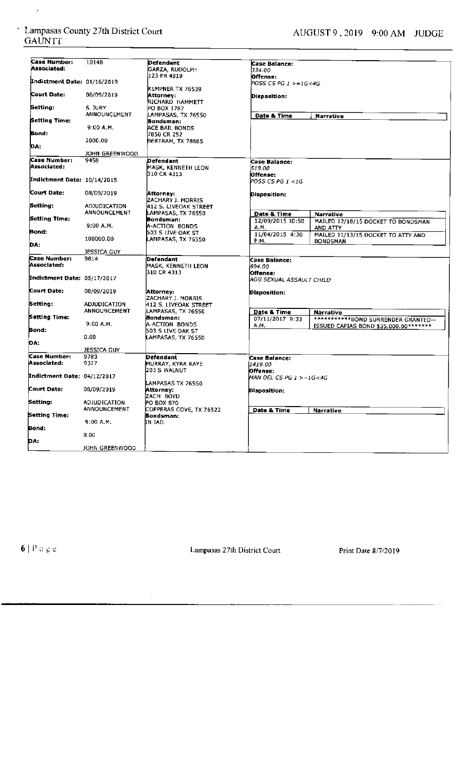Lampasas County 27th District Court
GAUNTT

AUGUST 9 , 2019 9:00 AM JUDGE

| Case Number: | 10148 | Defendant | Case Balance: |
|---|---|---|---|
| Associated: | | GARZA, RUDOLPH<br>123 PR 4819<br>KEMPNER TX 76539 | 334.00 |
| Indictment Date: | 01/16/2019 | | Offense: POSS CS PG 1 >=1G<4G |
| Court Date: | 08/09/2019 | Attorney:<br>RICHARD HAMMETT<br>PO BOX 1787<br>LAMPASAS, TX 76550 | Disposition: |
| Setting: | 6. JURY ANNOUNCEMENT | | |
| Setting Time: | 9:00 A.M. | Bondsman:<br>ACE BAIL BONDS<br>7850 CR 252<br>BERTRAM, TX 78605 | Date & Time / Narrative |
| Bond: | 2000.00 | | |
| DA: | JOHN GREENWOOD | | |

| Case Number: | 9458 | Defendant | Case Balance: |
|---|---|---|---|
| Associated: | | MASK, KENNETH LEON<br>310 CR 4313 | 519.00 |
| Indictment Date: | 10/14/2015 | | Offense: POSS CS PG 1 <1G |
| Court Date: | 08/09/2019 | Attorney:<br>ZACHARY J. MORRIS<br>412 S. LIVEOAK STREET<br>LAMPASAS, TX 76550 | Disposition: |
| Setting: | ADJUDICATION ANNOUNCEMENT | | |
| Setting Time: | 9:00 A.M. | Bondsman:<br>A-ACTION BONDS<br>503 S LIVE OAK ST<br>LAMPASAS, TX 76550 | Date & Time / Narrative:<br>12/09/2015 10:50 A.M. — MAILED 12/18/15 DOCKET TO BONDSMAN AND ATTY<br>11/04/2015 4:30 P.M. — MAILED 11/13/15 DOCKET TO ATTY AND BONDSMAN |
| Bond: | 100000.00 | | |
| DA: | JESSICA GUY | | |

| Case Number: | 9814 | Defendant | Case Balance: |
|---|---|---|---|
| Associated: | | MASK, KENNETH LEON<br>310 CR 4313 | 694.00 |
| Indictment Date: | 05/17/2017 | | Offense: AGG SEXUAL ASSAULT CHILD |
| Court Date: | 08/09/2019 | Attorney:<br>ZACHARY J. MORRIS<br>412 S. LIVEOAK STREET<br>LAMPASAS, TX 76550 | Disposition: |
| Setting: | ADJUDICATION ANNOUNCEMENT | | |
| Setting Time: | 9:00 A.M. | Bondsman:<br>A-ACTION BONDS<br>503 S LIVE OAK ST<br>LAMPASAS, TX 76550 | Date & Time / Narrative:<br>07/11/2017 9:33 A.M. — ***********BOND SURRENDER GRANTED-- ISSUED CAPIAS BOND $35,000.00******* |
| Bond: | 0.00 | | |
| DA: | JESSICA GUY | | |

| Case Number: | 9783 | Defendant | Case Balance: |
|---|---|---|---|
| Associated: | 9327 | MURRAY, KYRA RAYE<br>203 S WALNUT<br>LAMPASAS TX 76550 | 1419.00 |
| Indictment Date: | 04/12/2017 | | Offense: MAN DEL CS PG 1 >=1G<4G |
| Court Date: | 08/09/2019 | Attorney:<br>ZACH BOYD<br>PO BOX 870<br>COPPERAS COVE, TX 76522 | Disposition: |
| Setting: | ADJUDICATION ANNOUNCEMENT | | |
| Setting Time: | 9:00 A.M. | Bondsman:<br>IN JAIL | Date & Time / Narrative |
| Bond: | 0.00 | | |
| DA: | JOHN GREENWOOD | | |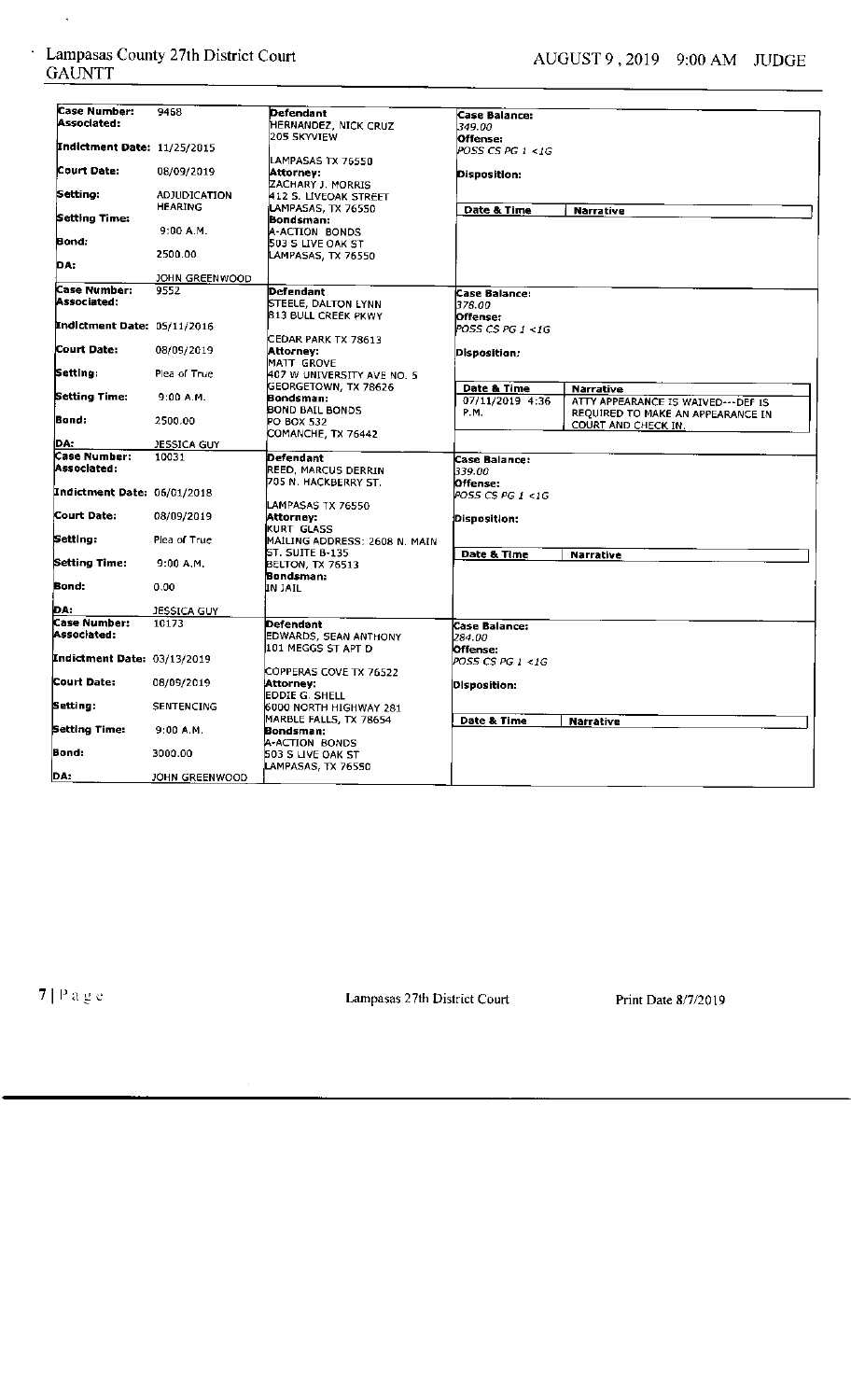| Case Number: | 9468 | Defendant | Case Balance: |
|---|---|---|---|
| Associated: | | HERNANDEZ, NICK CRUZ<br>205 SKYVIEW<br><br>LAMPASAS TX 76550 | 349.00 |
| Indictment Date: | 11/25/2015 | | Offense: POSS CS PG 1 <1G |
| Court Date: | 08/09/2019 | Attorney:<br>ZACHARY J. MORRIS<br>412 S. LIVEOAK STREET<br>LAMPASAS, TX 76550 | Disposition: |
| Setting: | ADJUDICATION HEARING | | Date & Time / Narrative |
| Setting Time: | 9:00 A.M. | Bondsman:<br>A-ACTION BONDS<br>503 S LIVE OAK ST<br>LAMPASAS, TX 76550 | |
| Bond: | 2500.00 | | |
| DA: | JOHN GREENWOOD | | |

| Case Number: | 9552 | Defendant | Case Balance: |
|---|---|---|---|
| Associated: | | STEELE, DALTON LYNN<br>813 BULL CREEK PKWY<br><br>CEDAR PARK TX 78613 | 378.00 |
| Indictment Date: | 05/11/2016 | | Offense: POSS CS PG 1 <1G |
| Court Date: | 08/09/2019 | Attorney:<br>MATT GROVE<br>407 W UNIVERSITY AVE NO. 5<br>GEORGETOWN, TX 78626 | Disposition: |
| Setting: | Plea of True | | Date & Time / Narrative |
| Setting Time: | 9:00 A.M. | Bondsman:<br>BOND BAIL BONDS<br>PO BOX 532<br>COMANCHE, TX 76442 | 07/11/2019 4:36 P.M. — ATTY APPEARANCE IS WAIVED---DEF IS REQUIRED TO MAKE AN APPEARANCE IN COURT AND CHECK IN. |
| Bond: | 2500.00 | | |
| DA: | JESSICA GUY | | |

| Case Number: | 10031 | Defendant | Case Balance: |
|---|---|---|---|
| Associated: | | REED, MARCUS DERRIN<br>705 N. HACKBERRY ST.<br><br>LAMPASAS TX 76550 | 339.00 |
| Indictment Date: | 06/01/2018 | | Offense: POSS CS PG 1 <1G |
| Court Date: | 08/09/2019 | Attorney:<br>KURT GLASS<br>MAILING ADDRESS: 2608 N. MAIN ST. SUITE B-135<br>BELTON, TX 76513 | Disposition: |
| Setting: | Plea of True | | Date & Time / Narrative |
| Setting Time: | 9:00 A.M. | Bondsman:<br>IN JAIL | |
| Bond: | 0.00 | | |
| DA: | JESSICA GUY | | |

| Case Number: | 10173 | Defendant | Case Balance: |
|---|---|---|---|
| Associated: | | EDWARDS, SEAN ANTHONY<br>101 MEGGS ST APT D<br><br>COPPERAS COVE TX 76522 | 284.00 |
| Indictment Date: | 03/13/2019 | | Offense: POSS CS PG 1 <1G |
| Court Date: | 08/09/2019 | Attorney:<br>EDDIE G. SHELL<br>6000 NORTH HIGHWAY 281<br>MARBLE FALLS, TX 78654 | Disposition: |
| Setting: | SENTENCING | | Date & Time / Narrative |
| Setting Time: | 9:00 A.M. | Bondsman:<br>A-ACTION BONDS<br>503 S LIVE OAK ST<br>LAMPASAS, TX 76550 | |
| Bond: | 3000.00 | | |
| DA: | JOHN GREENWOOD | | |

Print Date 8/7/2019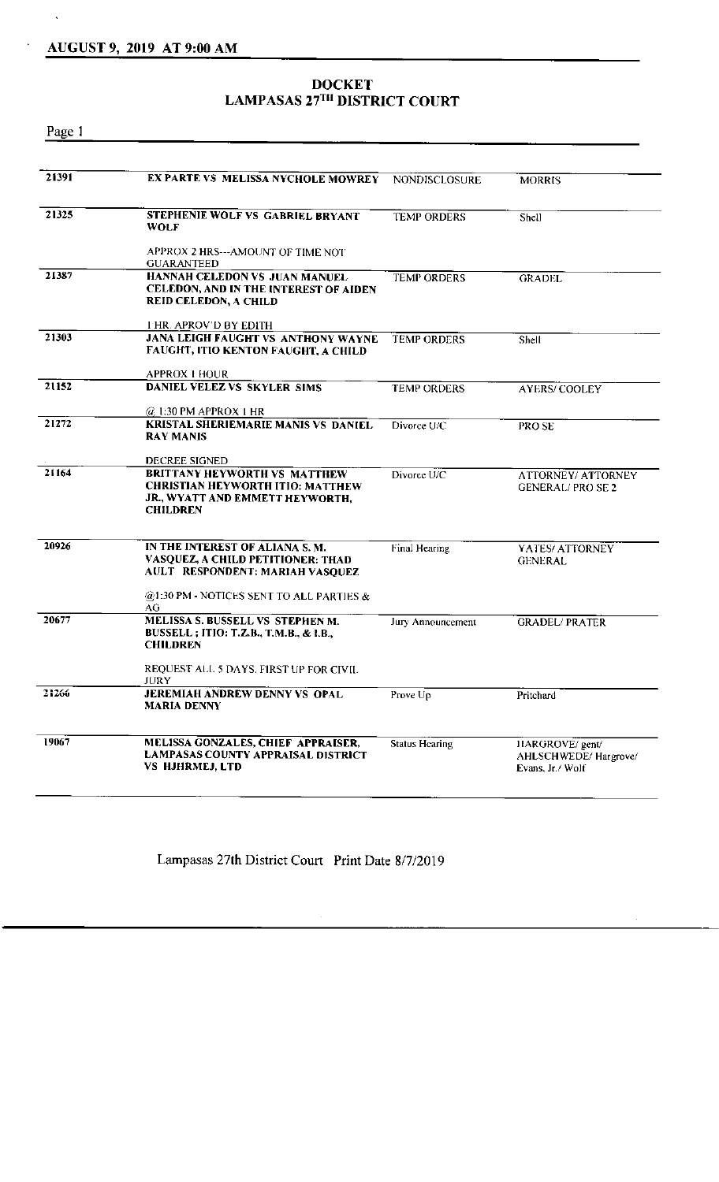## AUGUST 9, 2019 AT 9:00 AM

# DOCKET
# LAMPASAS 27TH DISTRICT COURT

| | | | |
|---|---|---|---|
| 21391 | **EX PARTE VS MELISSA NYCHOLE MOWREY** | NONDISCLOSURE | MORRIS |
| 21325 | **STEPHENIE WOLF VS GABRIEL BRYANT WOLF**<br><br>APPROX 2 HRS---AMOUNT OF TIME NOT GUARANTEED | TEMP ORDERS | Shell |
| 21387 | **HANNAH CELEDON VS JUAN MANUEL CELEDON, AND IN THE INTEREST OF AIDEN REID CELEDON, A CHILD**<br><br>1 HR. APROV'D BY EDITH | TEMP ORDERS | GRADEL |
| 21303 | **JANA LEIGH FAUGHT VS ANTHONY WAYNE FAUGHT, ITIO KENTON FAUGHT, A CHILD**<br><br>APPROX 1 HOUR | TEMP ORDERS | Shell |
| 21152 | **DANIEL VELEZ VS SKYLER SIMS**<br><br>@ 1:30 PM APPROX 1 HR | TEMP ORDERS | AYERS/ COOLEY |
| 21272 | **KRISTAL SHERIEMARIE MANIS VS DANIEL RAY MANIS**<br><br>DECREE SIGNED | Divorce U/C | PRO SE |
| 21164 | **BRITTANY HEYWORTH VS MATTHEW CHRISTIAN HEYWORTH ITIO: MATTHEW JR., WYATT AND EMMETT HEYWORTH, CHILDREN** | Divorce U/C | ATTORNEY/ ATTORNEY GENERAL/ PRO SE 2 |
| 20926 | **IN THE INTEREST OF ALIANA S. M. VASQUEZ, A CHILD PETITIONER: THAD AULT RESPONDENT: MARIAH VASQUEZ**<br><br>@1:30 PM - NOTICES SENT TO ALL PARTIES & AG | Final Hearing | YATES/ ATTORNEY GENERAL |
| 20677 | **MELISSA S. BUSSELL VS STEPHEN M. BUSSELL ; ITIO: T.Z.B., T.M.B., & I.B., CHILDREN**<br><br>REQUEST ALL 5 DAYS. FIRST UP FOR CIVIL JURY | Jury Announcement | GRADEL/ PRATER |
| 21266 | **JEREMIAH ANDREW DENNY VS OPAL MARIA DENNY** | Prove Up | Pritchard |
| 19067 | **MELISSA GONZALES, CHIEF APPRAISER, LAMPASAS COUNTY APPRAISAL DISTRICT VS HJHRMEJ, LTD** | Status Hearing | HARGROVE/ gent/ AHLSCHWEDE/ Hargrove/ Evans, Jr./ Wolf |

Lampasas 27th District Court Print Date 8/7/2019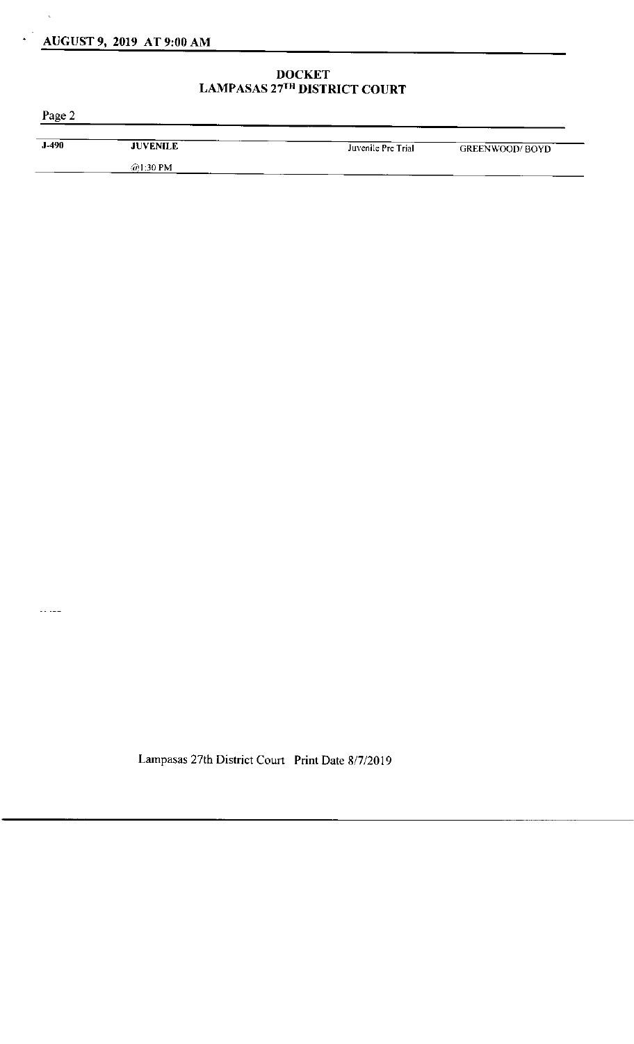AUGUST 9, 2019 AT 9:00 AM

## DOCKET
## LAMPASAS 27TH DISTRICT COURT

| | | | |
|---|---|---|---|
| J-490 | **JUVENILE** @1:30 PM | Juvenile Pre Trial | GREENWOOD/ BOYD |

Lampasas 27th District Court Print Date 8/7/2019